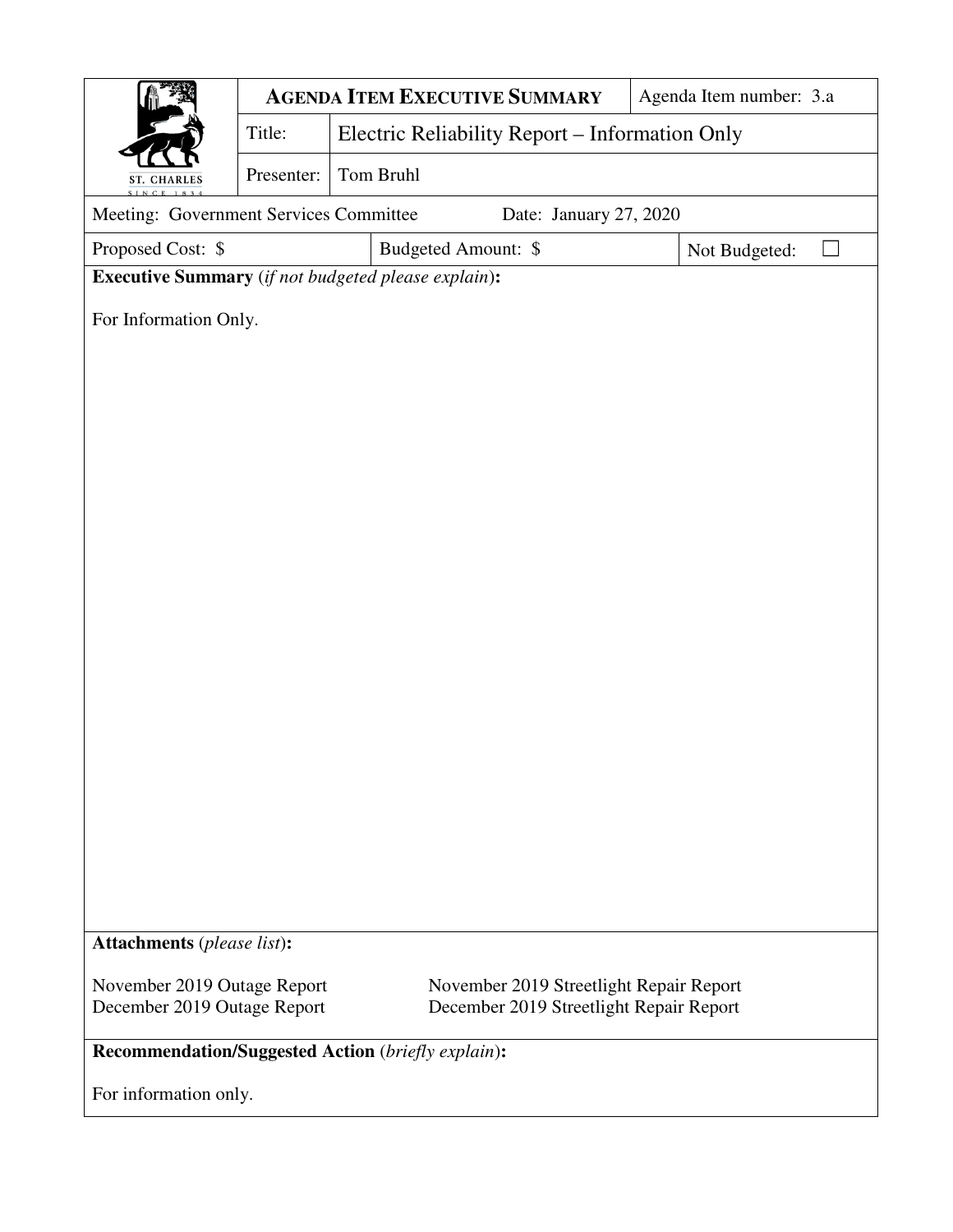| ST. CHARLES SINCE 1834 | **AGENDA ITEM EXECUTIVE SUMMARY** | | Agenda Item number: 3.a |
|---|---|---|---|
| | Title: | Electric Reliability Report – Information Only | |
| | Presenter: | Tom Bruhl | |

| Meeting: Government Services Committee | Date: January 27, 2020 | |
|---|---|---|
| Proposed Cost: $ | Budgeted Amount: $ | Not Budgeted: ☐ |

**Executive Summary** (*if not budgeted please explain*)**:**

For Information Only.

**Attachments** (*please list*)**:**

November 2019 Outage Report
December 2019 Outage Report
November 2019 Streetlight Repair Report
December 2019 Streetlight Repair Report

**Recommendation/Suggested Action** (*briefly explain*)**:**

For information only.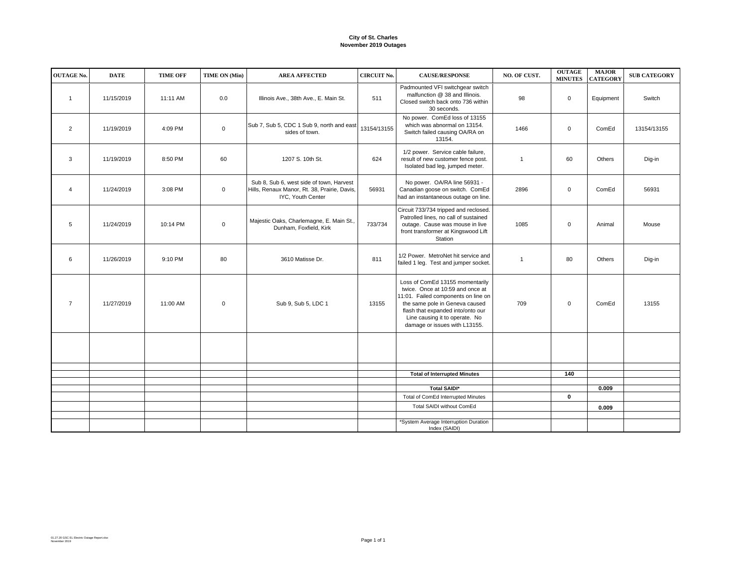**City of St. Charles**
**November 2019 Outages**

| OUTAGE No. | DATE | TIME OFF | TIME ON (Min) | AREA AFFECTED | CIRCUIT No. | CAUSE/RESPONSE | NO. OF CUST. | OUTAGE MINUTES | MAJOR CATEGORY | SUB CATEGORY |
|---|---|---|---|---|---|---|---|---|---|---|
| 1 | 11/15/2019 | 11:11 AM | 0.0 | Illinois Ave., 38th Ave., E. Main St. | 511 | Padmounted VFI switchgear switch malfunction @ 38 and Illinois. Closed switch back onto 736 within 30 seconds. | 98 | 0 | Equipment | Switch |
| 2 | 11/19/2019 | 4:09 PM | 0 | Sub 7, Sub 5, CDC 1 Sub 9, north and east sides of town. | 13154/13155 | No power. ComEd loss of 13155 which was abnormal on 13154. Switch failed causing OA/RA on 13154. | 1466 | 0 | ComEd | 13154/13155 |
| 3 | 11/19/2019 | 8:50 PM | 60 | 1207 S. 10th St. | 624 | 1/2 power. Service cable failure, result of new customer fence post. Isolated bad leg, jumped meter. | 1 | 60 | Others | Dig-in |
| 4 | 11/24/2019 | 3:08 PM | 0 | Sub 8, Sub 6, west side of town, Harvest Hills, Renaux Manor, Rt. 38, Prairie, Davis, IYC, Youth Center | 56931 | No power. OA/RA line 56931 - Canadian goose on switch. ComEd had an instantaneous outage on line. | 2896 | 0 | ComEd | 56931 |
| 5 | 11/24/2019 | 10:14 PM | 0 | Majestic Oaks, Charlemagne, E. Main St., Dunham, Foxfield, Kirk | 733/734 | Circuit 733/734 tripped and reclosed. Patrolled lines, no call of sustained outage. Cause was mouse in live front transformer at Kingswood Lift Station | 1085 | 0 | Animal | Mouse |
| 6 | 11/26/2019 | 9:10 PM | 80 | 3610 Matisse Dr. | 811 | 1/2 Power. MetroNet hit service and failed 1 leg. Test and jumper socket. | 1 | 80 | Others | Dig-in |
| 7 | 11/27/2019 | 11:00 AM | 0 | Sub 9, Sub 5, LDC 1 | 13155 | Loss of ComEd 13155 momentarily twice. Once at 10:59 and once at 11:01. Failed components on line on the same pole in Geneva caused flash that expanded into/onto our Line causing it to operate. No damage or issues with L13155. | 709 | 0 | ComEd | 13155 |
| | | | | | | | | | | |
| | | | | | | **Total of Interrupted Minutes** | | **140** | | |
| | | | | | | **Total SAIDI*** | | | **0.009** | |
| | | | | | | Total of ComEd Interrupted Minutes | | **0** | | |
| | | | | | | Total SAIDI without ComEd | | | **0.009** | |
| | | | | | | *System Average Interruption Duration Index (SAIDI) | | | | |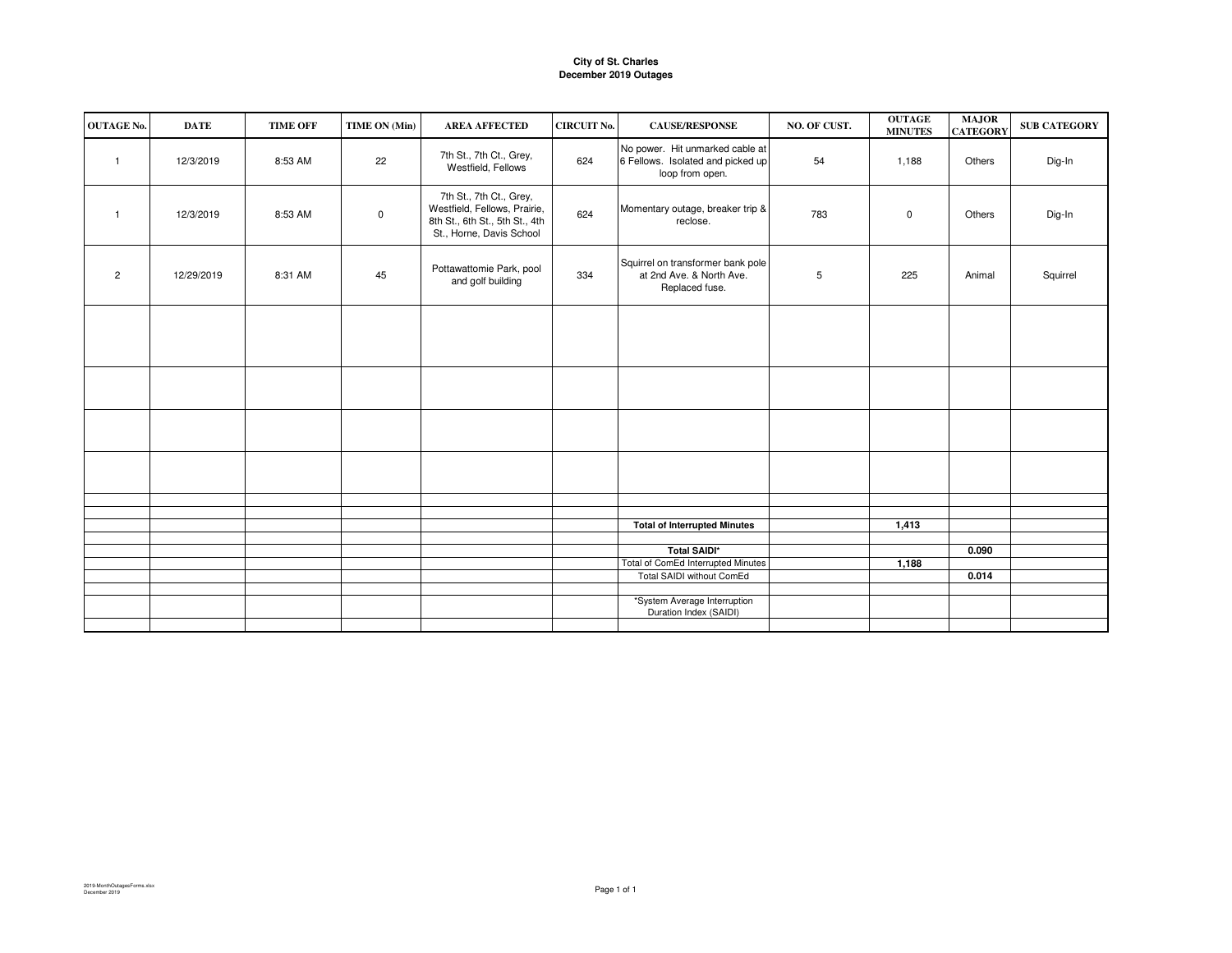**City of St. Charles**
**December 2019 Outages**

| OUTAGE No. | DATE | TIME OFF | TIME ON (Min) | AREA AFFECTED | CIRCUIT No. | CAUSE/RESPONSE | NO. OF CUST. | OUTAGE MINUTES | MAJOR CATEGORY | SUB CATEGORY |
|---|---|---|---|---|---|---|---|---|---|---|
| 1 | 12/3/2019 | 8:53 AM | 22 | 7th St., 7th Ct., Grey, Westfield, Fellows | 624 | No power. Hit unmarked cable at 6 Fellows. Isolated and picked up loop from open. | 54 | 1,188 | Others | Dig-In |
| 1 | 12/3/2019 | 8:53 AM | 0 | 7th St., 7th Ct., Grey, Westfield, Fellows, Prairie, 8th St., 6th St., 5th St., 4th St., Horne, Davis School | 624 | Momentary outage, breaker trip & reclose. | 783 | 0 | Others | Dig-In |
| 2 | 12/29/2019 | 8:31 AM | 45 | Pottawattomie Park, pool and golf building | 334 | Squirrel on transformer bank pole at 2nd Ave. & North Ave. Replaced fuse. | 5 | 225 | Animal | Squirrel |
| | | | | | | | | | | |
| | | | | | | | | | | |
| | | | | | | | | | | |
| | | | | | | | | | | |
| | | | | | | | | | | |
| | | | | | | | | | | |
| | | | | | | **Total of Interrupted Minutes** | | **1,413** | | |
| | | | | | | | | | | |
| | | | | | | **Total SAIDI*** | | | **0.090** | |
| | | | | | | Total of ComEd Interrupted Minutes | | **1,188** | | |
| | | | | | | Total SAIDI without ComEd | | | **0.014** | |
| | | | | | | | | | | |
| | | | | | | *System Average Interruption Duration Index (SAIDI) | | | | |
| | | | | | | | | | | |

2019-MonthOutagesForms.xlsx
December 2019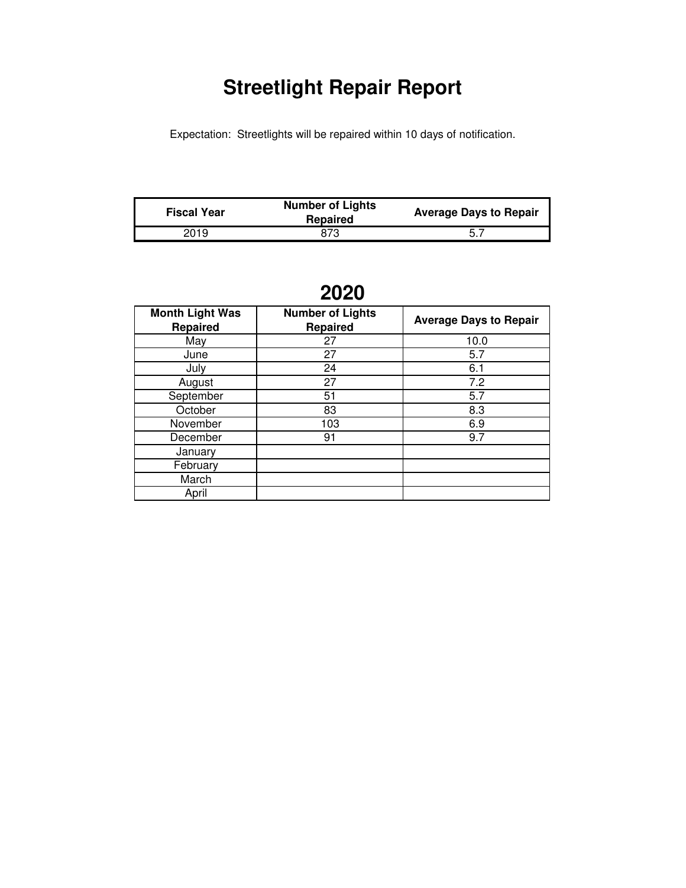# Streetlight Repair Report

Expectation: Streetlights will be repaired within 10 days of notification.

| Fiscal Year | Number of Lights Repaired | Average Days to Repair |
|---|---|---|
| 2019 | 873 | 5.7 |

## 2020

| Month Light Was Repaired | Number of Lights Repaired | Average Days to Repair |
|---|---|---|
| May | 27 | 10.0 |
| June | 27 | 5.7 |
| July | 24 | 6.1 |
| August | 27 | 7.2 |
| September | 51 | 5.7 |
| October | 83 | 8.3 |
| November | 103 | 6.9 |
| December | 91 | 9.7 |
| January | | |
| February | | |
| March | | |
| April | | |